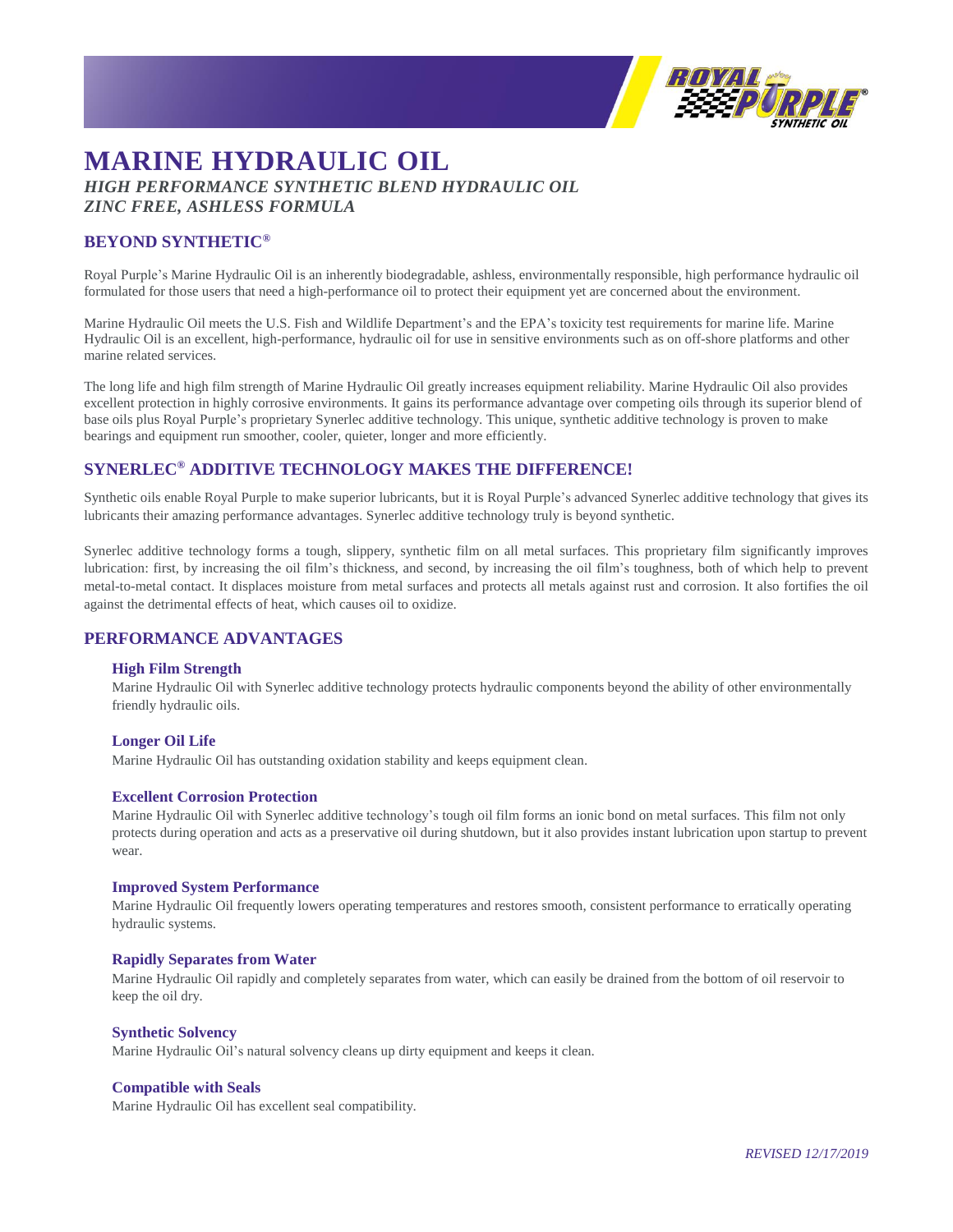# MARINE HYDRAULIC OIL

***HIGH PERFORMANCE SYNTHETIC BLEND HYDRAULIC OIL***
***ZINC FREE, ASHLESS FORMULA***

## BEYOND SYNTHETIC®

Royal Purple's Marine Hydraulic Oil is an inherently biodegradable, ashless, environmentally responsible, high performance hydraulic oil formulated for those users that need a high-performance oil to protect their equipment yet are concerned about the environment.

Marine Hydraulic Oil meets the U.S. Fish and Wildlife Department's and the EPA's toxicity test requirements for marine life. Marine Hydraulic Oil is an excellent, high-performance, hydraulic oil for use in sensitive environments such as on off-shore platforms and other marine related services.

The long life and high film strength of Marine Hydraulic Oil greatly increases equipment reliability. Marine Hydraulic Oil also provides excellent protection in highly corrosive environments. It gains its performance advantage over competing oils through its superior blend of base oils plus Royal Purple's proprietary Synerlec additive technology. This unique, synthetic additive technology is proven to make bearings and equipment run smoother, cooler, quieter, longer and more efficiently.

## SYNERLEC® ADDITIVE TECHNOLOGY MAKES THE DIFFERENCE!

Synthetic oils enable Royal Purple to make superior lubricants, but it is Royal Purple's advanced Synerlec additive technology that gives its lubricants their amazing performance advantages. Synerlec additive technology truly is beyond synthetic.

Synerlec additive technology forms a tough, slippery, synthetic film on all metal surfaces. This proprietary film significantly improves lubrication: first, by increasing the oil film's thickness, and second, by increasing the oil film's toughness, both of which help to prevent metal-to-metal contact. It displaces moisture from metal surfaces and protects all metals against rust and corrosion. It also fortifies the oil against the detrimental effects of heat, which causes oil to oxidize.

## PERFORMANCE ADVANTAGES

### High Film Strength

Marine Hydraulic Oil with Synerlec additive technology protects hydraulic components beyond the ability of other environmentally friendly hydraulic oils.

### Longer Oil Life

Marine Hydraulic Oil has outstanding oxidation stability and keeps equipment clean.

### Excellent Corrosion Protection

Marine Hydraulic Oil with Synerlec additive technology's tough oil film forms an ionic bond on metal surfaces. This film not only protects during operation and acts as a preservative oil during shutdown, but it also provides instant lubrication upon startup to prevent wear.

### Improved System Performance

Marine Hydraulic Oil frequently lowers operating temperatures and restores smooth, consistent performance to erratically operating hydraulic systems.

### Rapidly Separates from Water

Marine Hydraulic Oil rapidly and completely separates from water, which can easily be drained from the bottom of oil reservoir to keep the oil dry.

### Synthetic Solvency

Marine Hydraulic Oil's natural solvency cleans up dirty equipment and keeps it clean.

### Compatible with Seals

Marine Hydraulic Oil has excellent seal compatibility.

*REVISED 12/17/2019*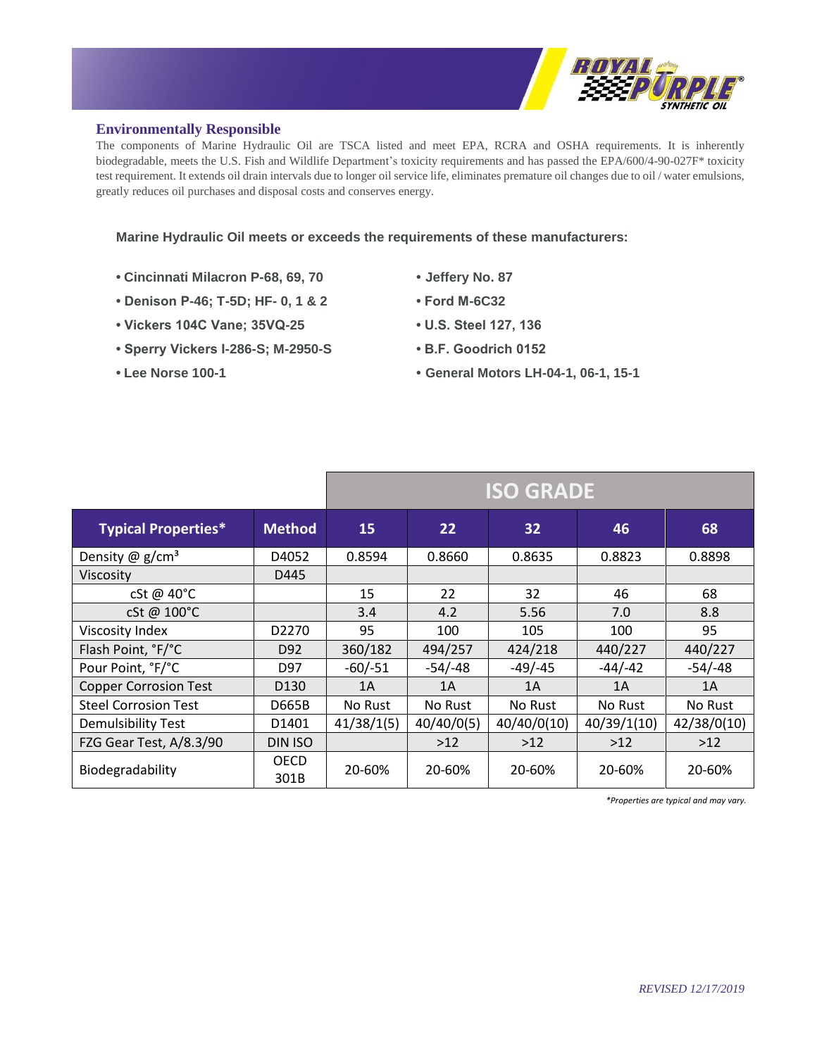## Environmentally Responsible

The components of Marine Hydraulic Oil are TSCA listed and meet EPA, RCRA and OSHA requirements. It is inherently biodegradable, meets the U.S. Fish and Wildlife Department's toxicity requirements and has passed the EPA/600/4-90-027F* toxicity test requirement. It extends oil drain intervals due to longer oil service life, eliminates premature oil changes due to oil / water emulsions, greatly reduces oil purchases and disposal costs and conserves energy.

**Marine Hydraulic Oil meets or exceeds the requirements of these manufacturers:**

- **Cincinnati Milacron P-68, 69, 70**
- **Denison P-46; T-5D; HF- 0, 1 & 2**
- **Vickers 104C Vane; 35VQ-25**
- **Sperry Vickers I-286-S; M-2950-S**
- **Lee Norse 100-1**
- **Jeffery No. 87**
- **Ford M-6C32**
- **U.S. Steel 127, 136**
- **B.F. Goodrich 0152**
- **General Motors LH-04-1, 06-1, 15-1**

| | | ISO GRADE | | | | |
|---|---|---|---|---|---|---|
| **Typical Properties*** | **Method** | **15** | **22** | **32** | **46** | **68** |
| Density @ g/cm³ | D4052 | 0.8594 | 0.8660 | 0.8635 | 0.8823 | 0.8898 |
| Viscosity | D445 | | | | | |
| cSt @ 40°C | | 15 | 22 | 32 | 46 | 68 |
| cSt @ 100°C | | 3.4 | 4.2 | 5.56 | 7.0 | 8.8 |
| Viscosity Index | D2270 | 95 | 100 | 105 | 100 | 95 |
| Flash Point, °F/°C | D92 | 360/182 | 494/257 | 424/218 | 440/227 | 440/227 |
| Pour Point, °F/°C | D97 | -60/-51 | -54/-48 | -49/-45 | -44/-42 | -54/-48 |
| Copper Corrosion Test | D130 | 1A | 1A | 1A | 1A | 1A |
| Steel Corrosion Test | D665B | No Rust | No Rust | No Rust | No Rust | No Rust |
| Demulsibility Test | D1401 | 41/38/1(5) | 40/40/0(5) | 40/40/0(10) | 40/39/1(10) | 42/38/0(10) |
| FZG Gear Test, A/8.3/90 | DIN ISO | | >12 | >12 | >12 | >12 |
| Biodegradability | OECD 301B | 20-60% | 20-60% | 20-60% | 20-60% | 20-60% |

*\*Properties are typical and may vary.*

*REVISED 12/17/2019*